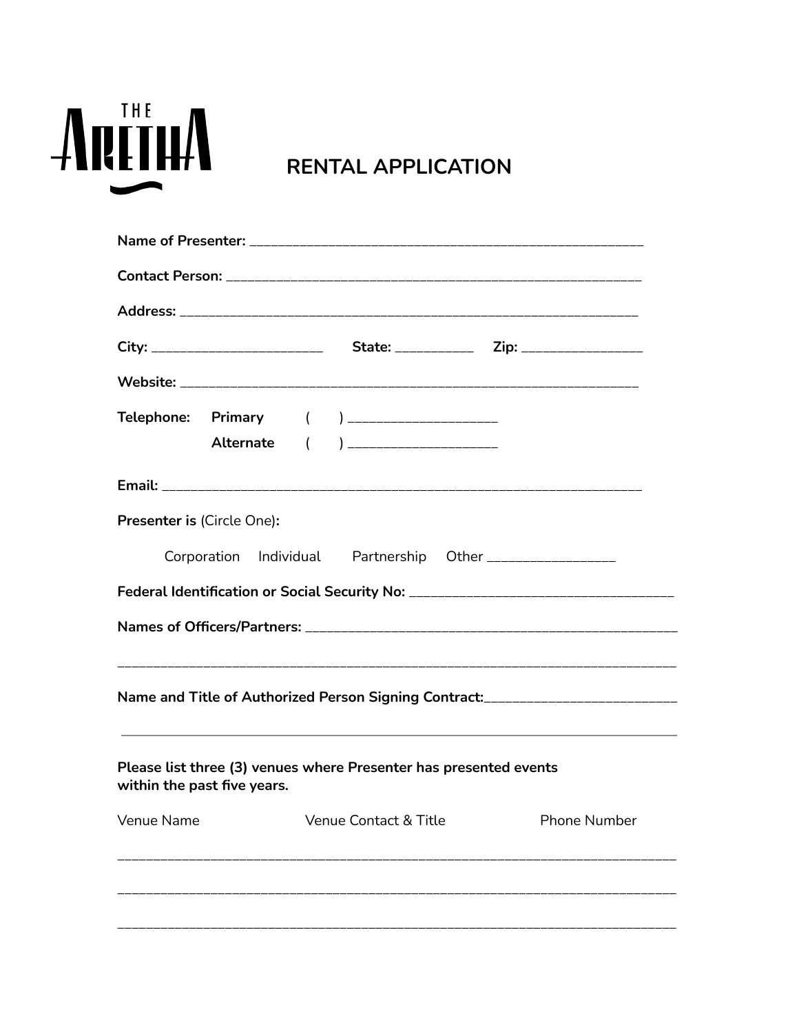THE ARETHA

# RENTAL APPLICATION

**Name of Presenter:** ____________________________________________________

**Contact Person:** ______________________________________________________

**Address:** __________________________________________________________

**City:** ______________________ **State:** __________ **Zip:** _______________

**Website:** __________________________________________________________

**Telephone:** **Primary** ( ) ___________________

**Alternate** ( ) ___________________

**Email:** ____________________________________________________________

**Presenter is** (Circle One)**:**

Corporation Individual Partnership Other ________________

**Federal Identification or Social Security No:** _________________________________

**Names of Officers/Partners:** ________________________________________________

_________________________________________________________________________

**Name and Title of Authorized Person Signing Contract:**________________________

_________________________________________________________________________

**Please list three (3) venues where Presenter has presented events within the past five years.**

Venue Name Venue Contact & Title Phone Number

_________________________________________________________________________

_________________________________________________________________________

_________________________________________________________________________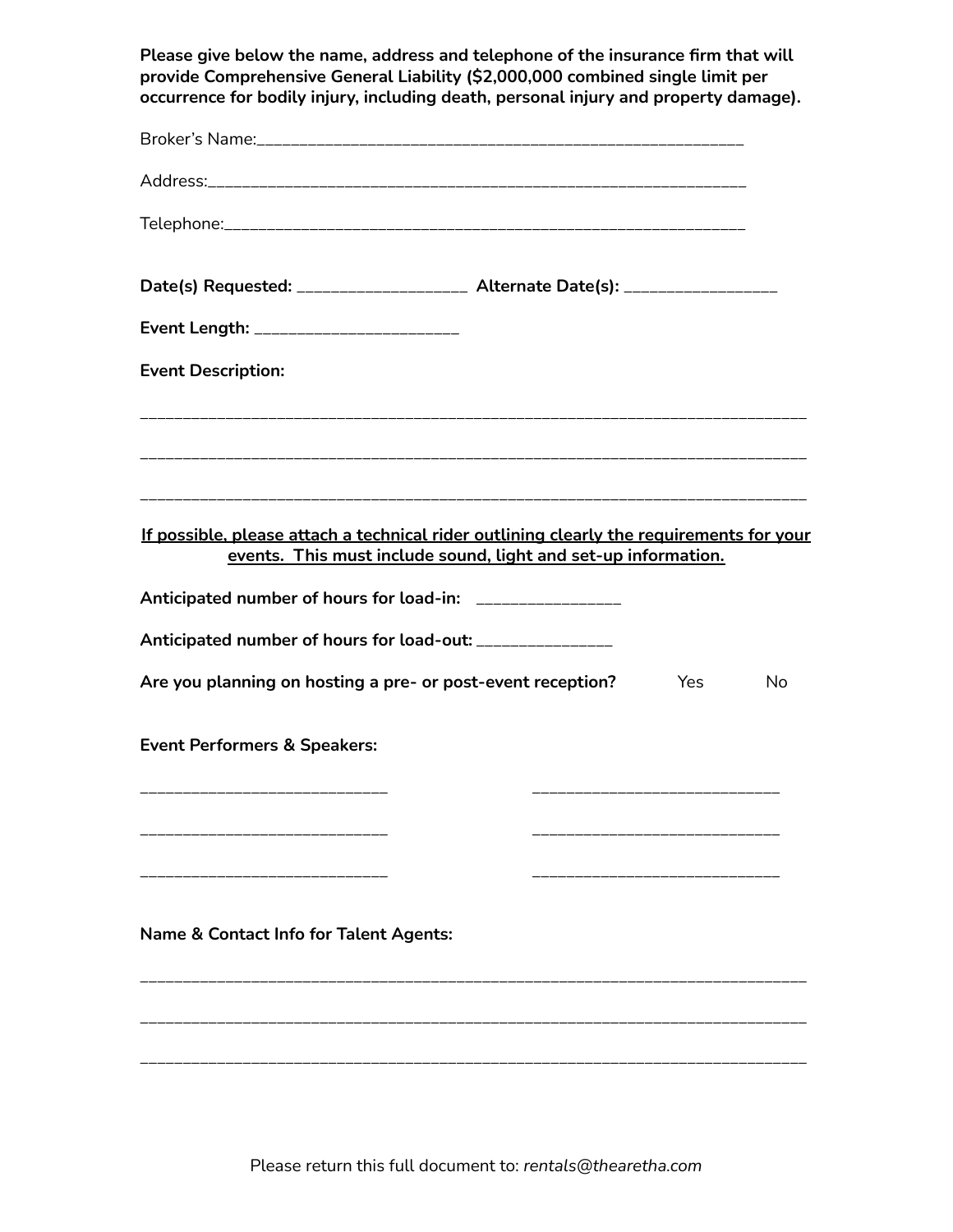**Please give below the name, address and telephone of the insurance firm that will provide Comprehensive General Liability ($2,000,000 combined single limit per occurrence for bodily injury, including death, personal injury and property damage).**

Broker's Name:_______________________________________________________

Address:_____________________________________________________________

Telephone:___________________________________________________________

**Date(s) Requested:** __________________ **Alternate Date(s):** ________________

**Event Length:** ______________________

**Event Description:**

_________________________________________________________________________

_________________________________________________________________________

_________________________________________________________________________

**<u>If possible, please attach a technical rider outlining clearly the requirements for your events. This must include sound, light and set-up information.</u>**

**Anticipated number of hours for load-in:** _______________

**Anticipated number of hours for load-out:** ______________

**Are you planning on hosting a pre- or post-event reception?** Yes No

**Event Performers & Speakers:**

___________________________ ___________________________

___________________________ ___________________________

___________________________ ___________________________

**Name & Contact Info for Talent Agents:**

_________________________________________________________________________

_________________________________________________________________________

_________________________________________________________________________

Please return this full document to: *rentals@thearetha.com*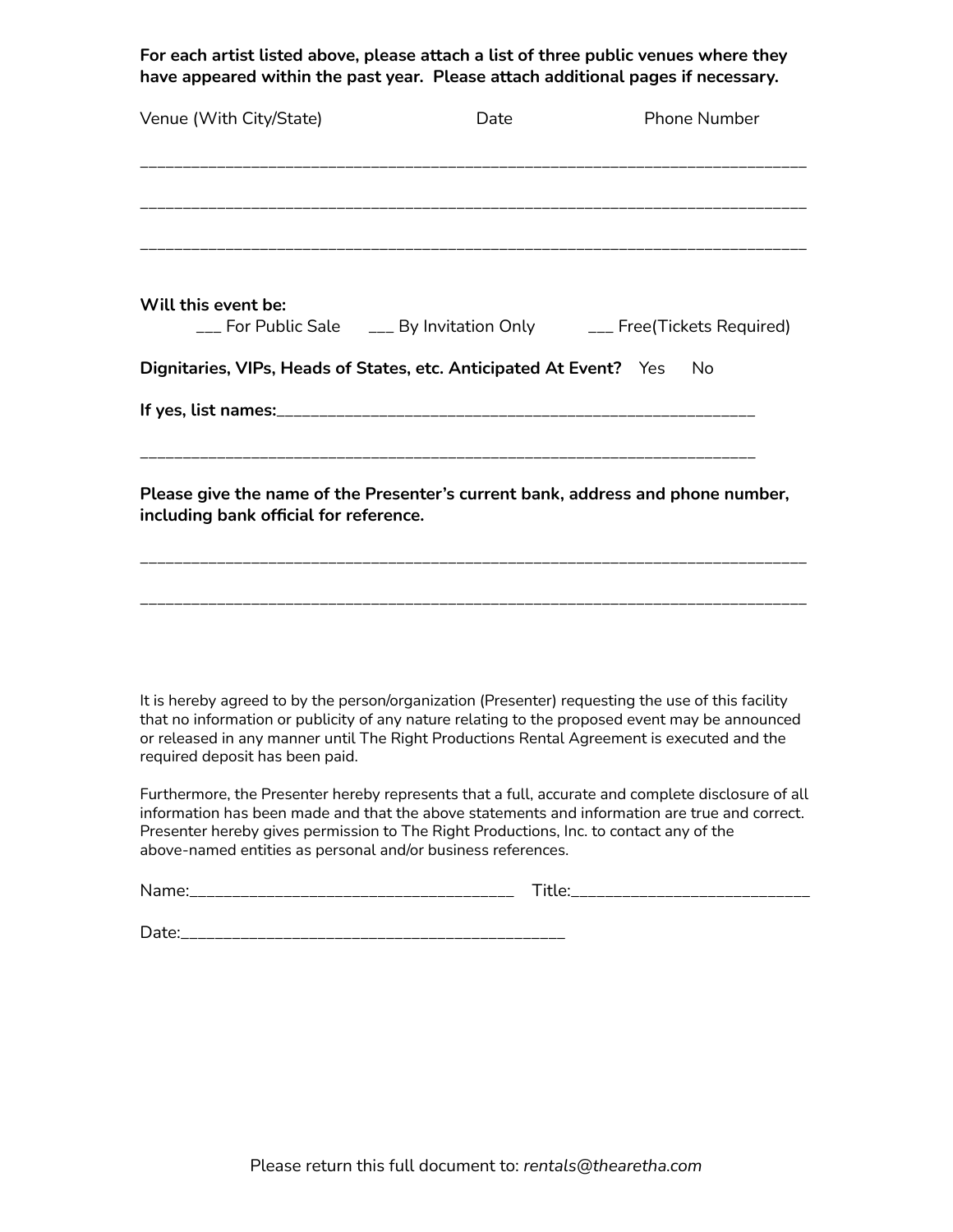**For each artist listed above, please attach a list of three public venues where they have appeared within the past year. Please attach additional pages if necessary.**

Venue (With City/State) Date Phone Number

_____________________________________________________________________________

_____________________________________________________________________________

_____________________________________________________________________________

**Will this event be:**

___ For Public Sale ___ By Invitation Only ___ Free(Tickets Required)

**Dignitaries, VIPs, Heads of States, etc. Anticipated At Event?** Yes No

**If yes, list names:**_______________________________________________________

_____________________________________________________________________________

**Please give the name of the Presenter's current bank, address and phone number, including bank official for reference.**

_____________________________________________________________________________

_____________________________________________________________________________

It is hereby agreed to by the person/organization (Presenter) requesting the use of this facility that no information or publicity of any nature relating to the proposed event may be announced or released in any manner until The Right Productions Rental Agreement is executed and the required deposit has been paid.

Furthermore, the Presenter hereby represents that a full, accurate and complete disclosure of all information has been made and that the above statements and information are true and correct. Presenter hereby gives permission to The Right Productions, Inc. to contact any of the above-named entities as personal and/or business references.

Name:____________________________________ Title:___________________________

Date:____________________________________________

Please return this full document to: *rentals@thearetha.com*